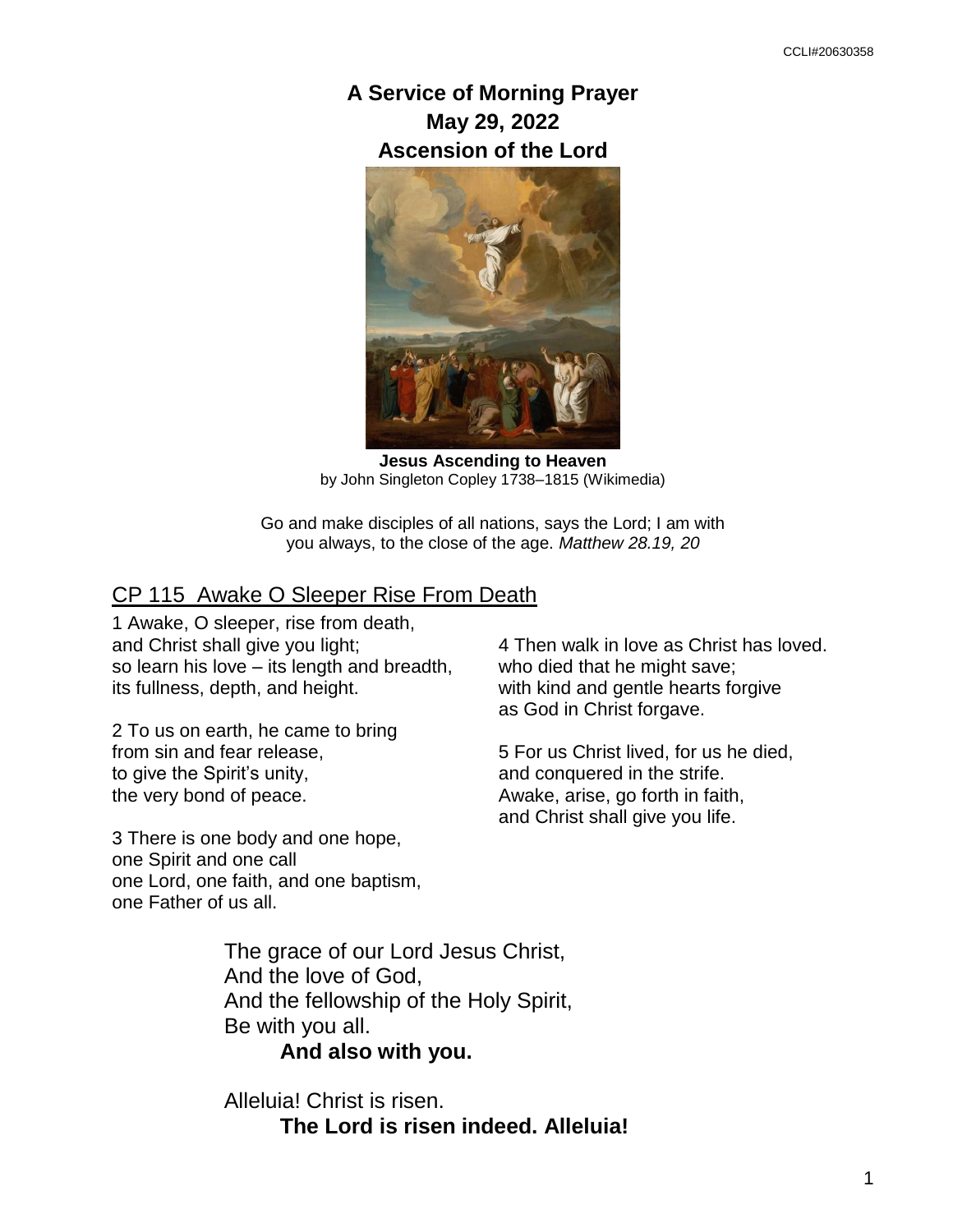CCLI#20630358

# A Service of Morning Prayer
# May 29, 2022
# Ascension of the Lord

**Jesus Ascending to Heaven**
by John Singleton Copley 1738–1815 (Wikimedia)

Go and make disciples of all nations, says the Lord; I am with you always, to the close of the age. *Matthew 28.19, 20*

## CP 115 Awake O Sleeper Rise From Death

1 Awake, O sleeper, rise from death,
and Christ shall give you light;
so learn his love – its length and breadth,
its fullness, depth, and height.

2 To us on earth, he came to bring
from sin and fear release,
to give the Spirit's unity,
the very bond of peace.

3 There is one body and one hope,
one Spirit and one call
one Lord, one faith, and one baptism,
one Father of us all.

4 Then walk in love as Christ has loved.
who died that he might save;
with kind and gentle hearts forgive
as God in Christ forgave.

5 For us Christ lived, for us he died,
and conquered in the strife.
Awake, arise, go forth in faith,
and Christ shall give you life.

The grace of our Lord Jesus Christ,
And the love of God,
And the fellowship of the Holy Spirit,
Be with you all.
**And also with you.**

Alleluia! Christ is risen.
**The Lord is risen indeed. Alleluia!**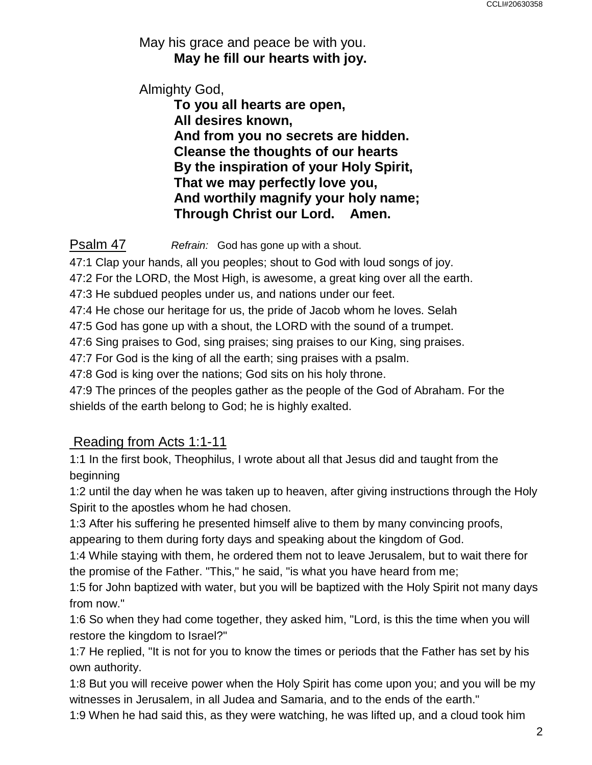May his grace and peace be with you.
**May he fill our hearts with joy.**

Almighty God,
**To you all hearts are open,**
**All desires known,**
**And from you no secrets are hidden.**
**Cleanse the thoughts of our hearts**
**By the inspiration of your Holy Spirit,**
**That we may perfectly love you,**
**And worthily magnify your holy name;**
**Through Christ our Lord. Amen.**

## Psalm 47

*Refrain:* God has gone up with a shout.

47:1 Clap your hands, all you peoples; shout to God with loud songs of joy.
47:2 For the LORD, the Most High, is awesome, a great king over all the earth.
47:3 He subdued peoples under us, and nations under our feet.
47:4 He chose our heritage for us, the pride of Jacob whom he loves. Selah
47:5 God has gone up with a shout, the LORD with the sound of a trumpet.
47:6 Sing praises to God, sing praises; sing praises to our King, sing praises.
47:7 For God is the king of all the earth; sing praises with a psalm.
47:8 God is king over the nations; God sits on his holy throne.
47:9 The princes of the peoples gather as the people of the God of Abraham. For the shields of the earth belong to God; he is highly exalted.

## Reading from Acts 1:1-11

1:1 In the first book, Theophilus, I wrote about all that Jesus did and taught from the beginning
1:2 until the day when he was taken up to heaven, after giving instructions through the Holy Spirit to the apostles whom he had chosen.
1:3 After his suffering he presented himself alive to them by many convincing proofs, appearing to them during forty days and speaking about the kingdom of God.
1:4 While staying with them, he ordered them not to leave Jerusalem, but to wait there for the promise of the Father. "This," he said, "is what you have heard from me;
1:5 for John baptized with water, but you will be baptized with the Holy Spirit not many days from now."
1:6 So when they had come together, they asked him, "Lord, is this the time when you will restore the kingdom to Israel?"
1:7 He replied, "It is not for you to know the times or periods that the Father has set by his own authority.
1:8 But you will receive power when the Holy Spirit has come upon you; and you will be my witnesses in Jerusalem, in all Judea and Samaria, and to the ends of the earth."
1:9 When he had said this, as they were watching, he was lifted up, and a cloud took him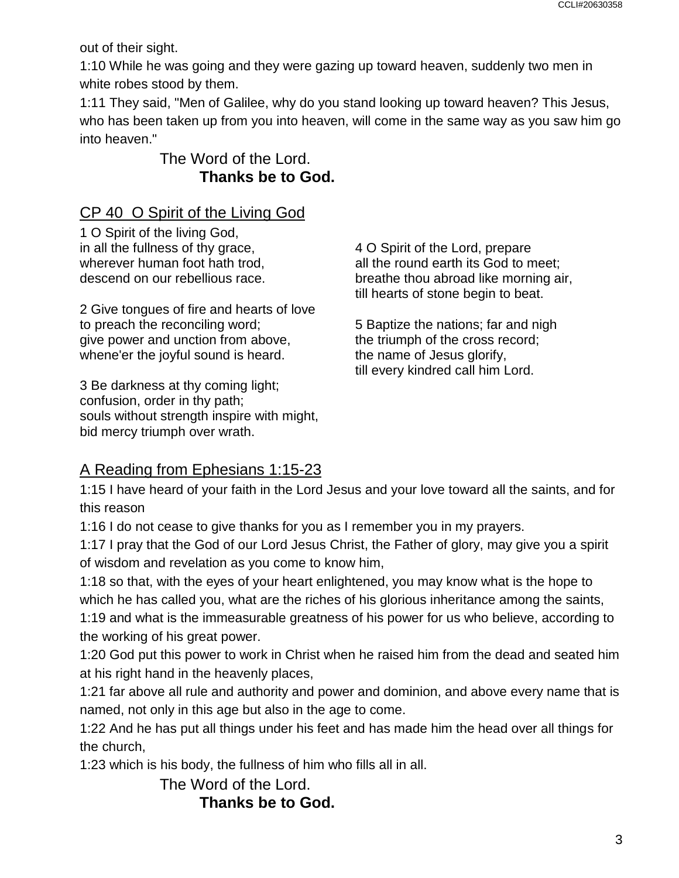out of their sight.

1:10 While he was going and they were gazing up toward heaven, suddenly two men in white robes stood by them.

1:11 They said, "Men of Galilee, why do you stand looking up toward heaven? This Jesus, who has been taken up from you into heaven, will come in the same way as you saw him go into heaven."

The Word of the Lord.
**Thanks be to God.**

## CP 40 O Spirit of the Living God

1 O Spirit of the living God,
in all the fullness of thy grace,
wherever human foot hath trod,
descend on our rebellious race.

2 Give tongues of fire and hearts of love
to preach the reconciling word;
give power and unction from above,
whene'er the joyful sound is heard.

3 Be darkness at thy coming light;
confusion, order in thy path;
souls without strength inspire with might,
bid mercy triumph over wrath.

4 O Spirit of the Lord, prepare
all the round earth its God to meet;
breathe thou abroad like morning air,
till hearts of stone begin to beat.

5 Baptize the nations; far and nigh
the triumph of the cross record;
the name of Jesus glorify,
till every kindred call him Lord.

## A Reading from Ephesians 1:15-23

1:15 I have heard of your faith in the Lord Jesus and your love toward all the saints, and for this reason

1:16 I do not cease to give thanks for you as I remember you in my prayers.

1:17 I pray that the God of our Lord Jesus Christ, the Father of glory, may give you a spirit of wisdom and revelation as you come to know him,

1:18 so that, with the eyes of your heart enlightened, you may know what is the hope to which he has called you, what are the riches of his glorious inheritance among the saints,

1:19 and what is the immeasurable greatness of his power for us who believe, according to the working of his great power.

1:20 God put this power to work in Christ when he raised him from the dead and seated him at his right hand in the heavenly places,

1:21 far above all rule and authority and power and dominion, and above every name that is named, not only in this age but also in the age to come.

1:22 And he has put all things under his feet and has made him the head over all things for the church,

1:23 which is his body, the fullness of him who fills all in all.

The Word of the Lord.
**Thanks be to God.**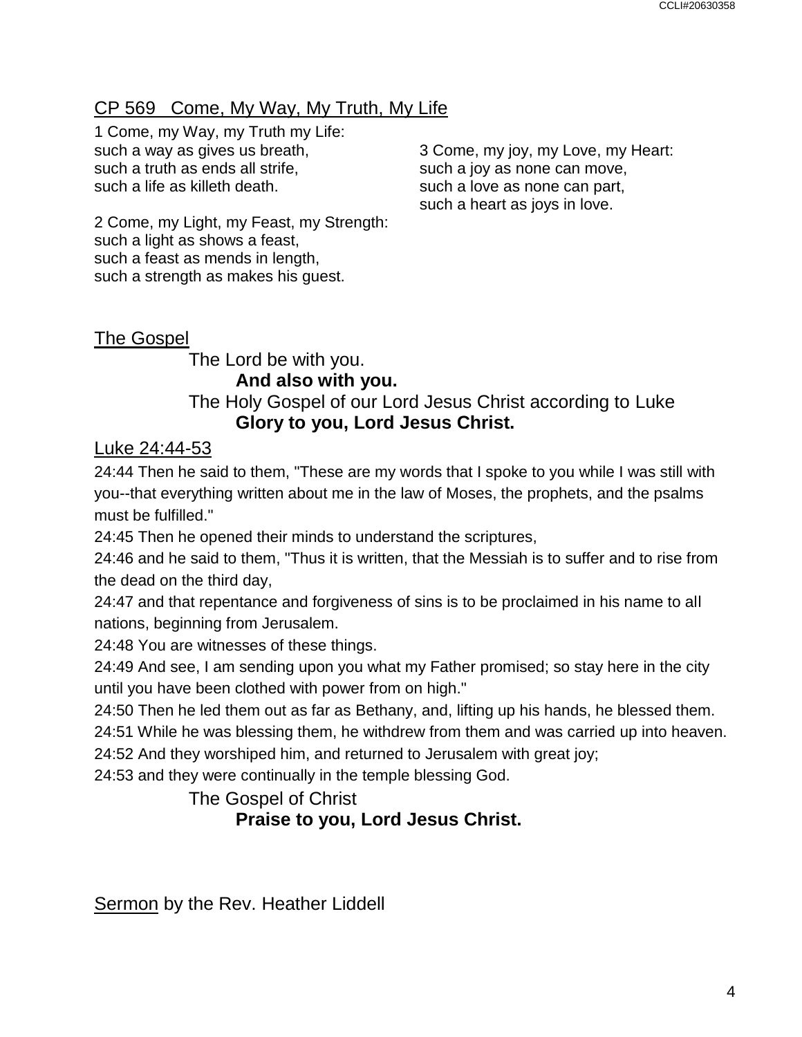CP 569 Come, My Way, My Truth, My Life

1 Come, my Way, my Truth my Life:
such a way as gives us breath,
such a truth as ends all strife,
such a life as killeth death.

2 Come, my Light, my Feast, my Strength:
such a light as shows a feast,
such a feast as mends in length,
such a strength as makes his guest.

3 Come, my joy, my Love, my Heart:
such a joy as none can move,
such a love as none can part,
such a heart as joys in love.

The Gospel

The Lord be with you.
**And also with you.**
The Holy Gospel of our Lord Jesus Christ according to Luke
**Glory to you, Lord Jesus Christ.**

Luke 24:44-53

24:44 Then he said to them, "These are my words that I spoke to you while I was still with you--that everything written about me in the law of Moses, the prophets, and the psalms must be fulfilled."
24:45 Then he opened their minds to understand the scriptures,
24:46 and he said to them, "Thus it is written, that the Messiah is to suffer and to rise from the dead on the third day,
24:47 and that repentance and forgiveness of sins is to be proclaimed in his name to all nations, beginning from Jerusalem.
24:48 You are witnesses of these things.
24:49 And see, I am sending upon you what my Father promised; so stay here in the city until you have been clothed with power from on high."
24:50 Then he led them out as far as Bethany, and, lifting up his hands, he blessed them.
24:51 While he was blessing them, he withdrew from them and was carried up into heaven.
24:52 And they worshiped him, and returned to Jerusalem with great joy;
24:53 and they were continually in the temple blessing God.

The Gospel of Christ
**Praise to you, Lord Jesus Christ.**

Sermon by the Rev. Heather Liddell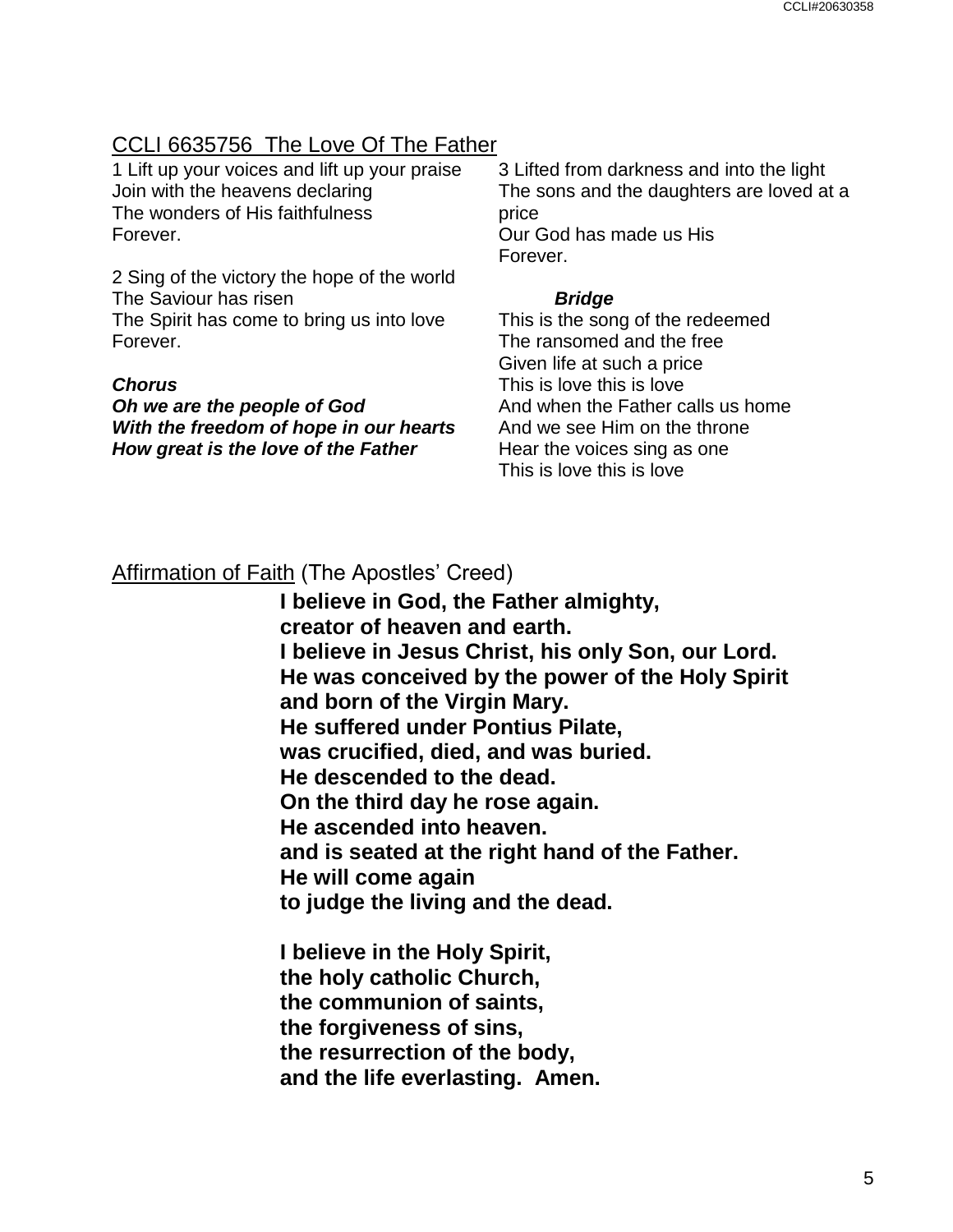## CCLI 6635756 The Love Of The Father

1 Lift up your voices and lift up your praise
Join with the heavens declaring
The wonders of His faithfulness
Forever.

2 Sing of the victory the hope of the world
The Saviour has risen
The Spirit has come to bring us into love
Forever.

***Chorus***
***Oh we are the people of God***
***With the freedom of hope in our hearts***
***How great is the love of the Father***

3 Lifted from darkness and into the light
The sons and the daughters are loved at a price
Our God has made us His
Forever.

***Bridge***
This is the song of the redeemed
The ransomed and the free
Given life at such a price
This is love this is love
And when the Father calls us home
And we see Him on the throne
Hear the voices sing as one
This is love this is love

## Affirmation of Faith (The Apostles' Creed)

**I believe in God, the Father almighty,**
**creator of heaven and earth.**
**I believe in Jesus Christ, his only Son, our Lord.**
**He was conceived by the power of the Holy Spirit**
**and born of the Virgin Mary.**
**He suffered under Pontius Pilate,**
**was crucified, died, and was buried.**
**He descended to the dead.**
**On the third day he rose again.**
**He ascended into heaven.**
**and is seated at the right hand of the Father.**
**He will come again**
**to judge the living and the dead.**

**I believe in the Holy Spirit,**
**the holy catholic Church,**
**the communion of saints,**
**the forgiveness of sins,**
**the resurrection of the body,**
**and the life everlasting. Amen.**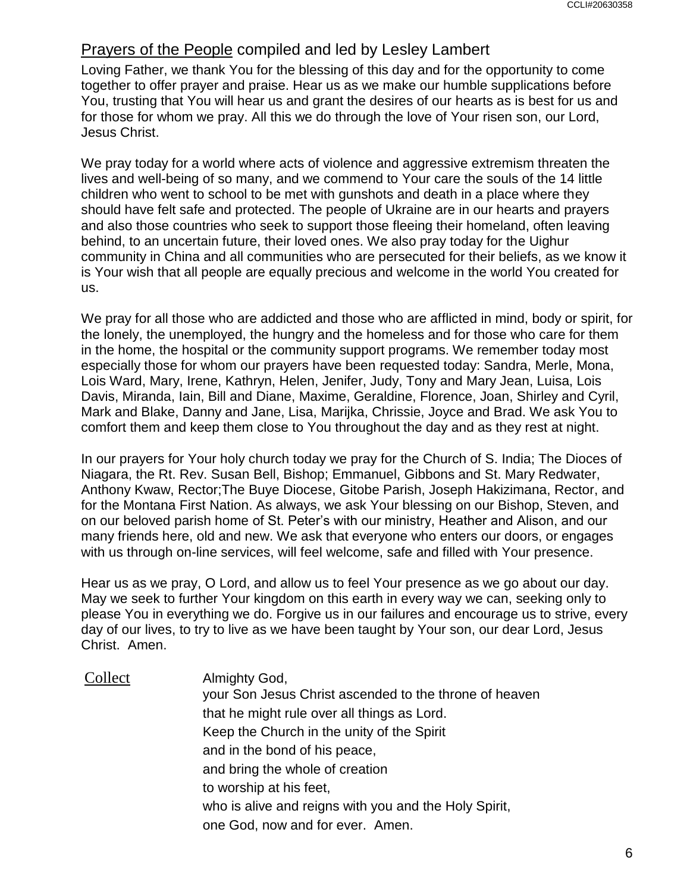## Prayers of the People compiled and led by Lesley Lambert

Loving Father, we thank You for the blessing of this day and for the opportunity to come together to offer prayer and praise. Hear us as we make our humble supplications before You, trusting that You will hear us and grant the desires of our hearts as is best for us and for those for whom we pray. All this we do through the love of Your risen son, our Lord, Jesus Christ.

We pray today for a world where acts of violence and aggressive extremism threaten the lives and well-being of so many, and we commend to Your care the souls of the 14 little children who went to school to be met with gunshots and death in a place where they should have felt safe and protected. The people of Ukraine are in our hearts and prayers and also those countries who seek to support those fleeing their homeland, often leaving behind, to an uncertain future, their loved ones. We also pray today for the Uighur community in China and all communities who are persecuted for their beliefs, as we know it is Your wish that all people are equally precious and welcome in the world You created for us.

We pray for all those who are addicted and those who are afflicted in mind, body or spirit, for the lonely, the unemployed, the hungry and the homeless and for those who care for them in the home, the hospital or the community support programs. We remember today most especially those for whom our prayers have been requested today: Sandra, Merle, Mona, Lois Ward, Mary, Irene, Kathryn, Helen, Jenifer, Judy, Tony and Mary Jean, Luisa, Lois Davis, Miranda, Iain, Bill and Diane, Maxime, Geraldine, Florence, Joan, Shirley and Cyril, Mark and Blake, Danny and Jane, Lisa, Marijka, Chrissie, Joyce and Brad. We ask You to comfort them and keep them close to You throughout the day and as they rest at night.

In our prayers for Your holy church today we pray for the Church of S. India; The Dioces of Niagara, the Rt. Rev. Susan Bell, Bishop; Emmanuel, Gibbons and St. Mary Redwater, Anthony Kwaw, Rector;The Buye Diocese, Gitobe Parish, Joseph Hakizimana, Rector, and for the Montana First Nation. As always, we ask Your blessing on our Bishop, Steven, and on our beloved parish home of St. Peter's with our ministry, Heather and Alison, and our many friends here, old and new. We ask that everyone who enters our doors, or engages with us through on-line services, will feel welcome, safe and filled with Your presence.

Hear us as we pray, O Lord, and allow us to feel Your presence as we go about our day. May we seek to further Your kingdom on this earth in every way we can, seeking only to please You in everything we do. Forgive us in our failures and encourage us to strive, every day of our lives, to try to live as we have been taught by Your son, our dear Lord, Jesus Christ. Amen.

## Collect

Almighty God,
your Son Jesus Christ ascended to the throne of heaven
that he might rule over all things as Lord.
Keep the Church in the unity of the Spirit
and in the bond of his peace,
and bring the whole of creation
to worship at his feet,
who is alive and reigns with you and the Holy Spirit,
one God, now and for ever. Amen.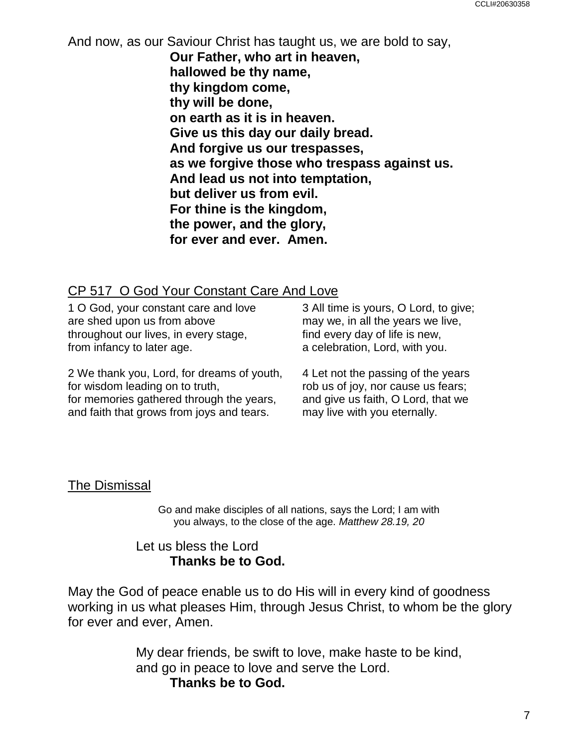And now, as our Saviour Christ has taught us, we are bold to say,

**Our Father, who art in heaven,**
**hallowed be thy name,**
**thy kingdom come,**
**thy will be done,**
**on earth as it is in heaven.**
**Give us this day our daily bread.**
**And forgive us our trespasses,**
**as we forgive those who trespass against us.**
**And lead us not into temptation,**
**but deliver us from evil.**
**For thine is the kingdom,**
**the power, and the glory,**
**for ever and ever. Amen.**

CP 517 O God Your Constant Care And Love

1 O God, your constant care and love
are shed upon us from above
throughout our lives, in every stage,
from infancy to later age.

2 We thank you, Lord, for dreams of youth,
for wisdom leading on to truth,
for memories gathered through the years,
and faith that grows from joys and tears.

3 All time is yours, O Lord, to give;
may we, in all the years we live,
find every day of life is new,
a celebration, Lord, with you.

4 Let not the passing of the years
rob us of joy, nor cause us fears;
and give us faith, O Lord, that we
may live with you eternally.

The Dismissal

Go and make disciples of all nations, says the Lord; I am with you always, to the close of the age. *Matthew 28.19, 20*

Let us bless the Lord
**Thanks be to God.**

May the God of peace enable us to do His will in every kind of goodness working in us what pleases Him, through Jesus Christ, to whom be the glory for ever and ever, Amen.

My dear friends, be swift to love, make haste to be kind,
and go in peace to love and serve the Lord.
**Thanks be to God.**